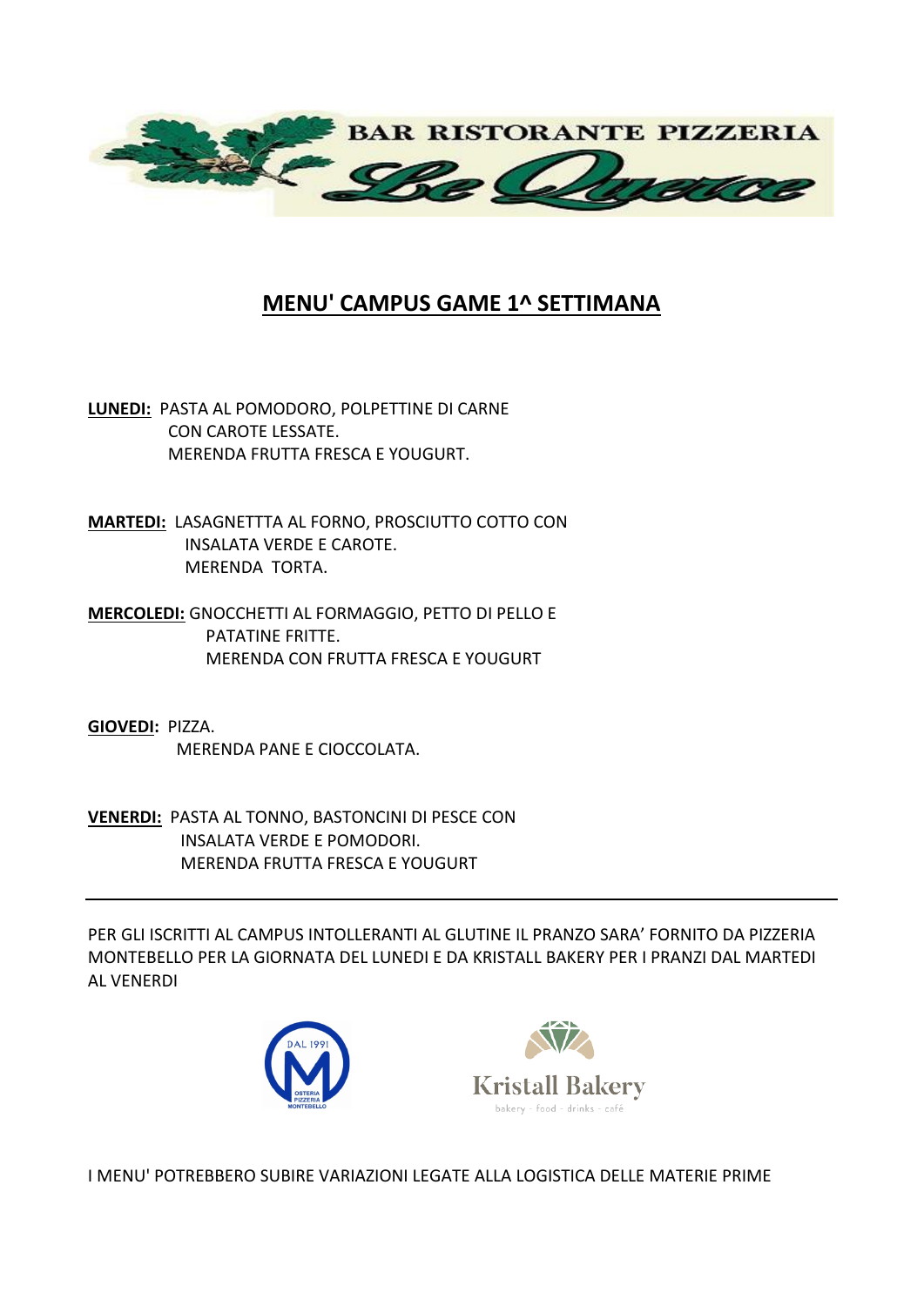BAR RISTORANTE PIZZERIA

Le Querce

## MENU' CAMPUS GAME 1^ SETTIMANA

**LUNEDI:** PASTA AL POMODORO, POLPETTINE DI CARNE CON CAROTE LESSATE.
MERENDA FRUTTA FRESCA E YOUGURT.

**MARTEDI:** LASAGNETTTA AL FORNO, PROSCIUTTO COTTO CON INSALATA VERDE E CAROTE.
MERENDA TORTA.

**MERCOLEDI:** GNOCCHETTI AL FORMAGGIO, PETTO DI PELLO E PATATINE FRITTE.
MERENDA CON FRUTTA FRESCA E YOUGURT

**GIOVEDI:** PIZZA.
MERENDA PANE E CIOCCOLATA.

**VENERDI:** PASTA AL TONNO, BASTONCINI DI PESCE CON INSALATA VERDE E POMODORI.
MERENDA FRUTTA FRESCA E YOUGURT

---

PER GLI ISCRITTI AL CAMPUS INTOLLERANTI AL GLUTINE IL PRANZO SARA' FORNITO DA PIZZERIA MONTEBELLO PER LA GIORNATA DEL LUNEDI E DA KRISTALL BAKERY PER I PRANZI DAL MARTEDI AL VENERDI

DAL 1991 OSTERIA PIZZERIA MONTEBELLO

Kristall Bakery
bakery - food - drinks - café

I MENU' POTREBBERO SUBIRE VARIAZIONI LEGATE ALLA LOGISTICA DELLE MATERIE PRIME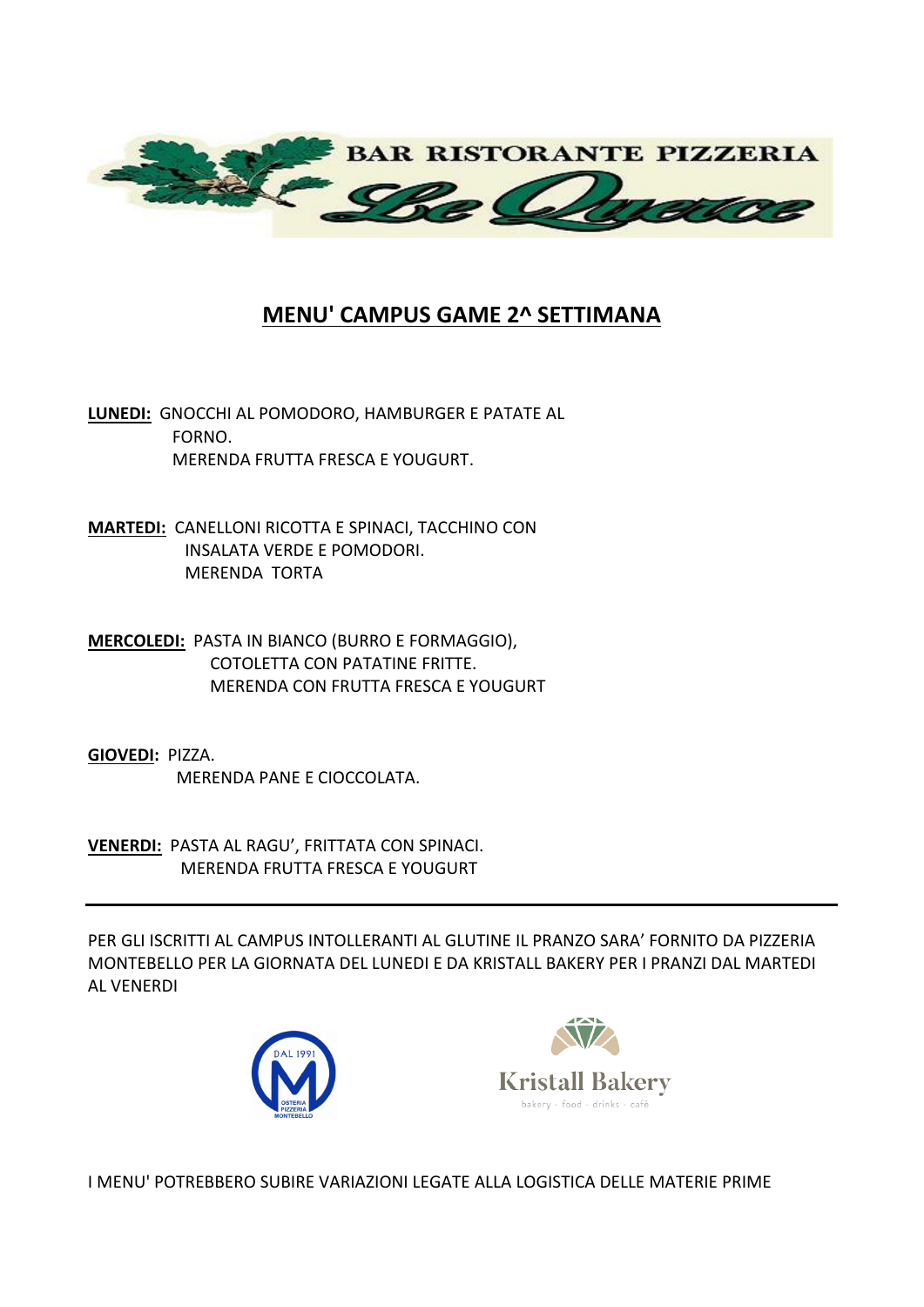BAR RISTORANTE PIZZERIA

Le Querce

## MENU' CAMPUS GAME 2^ SETTIMANA

**LUNEDI:** GNOCCHI AL POMODORO, HAMBURGER E PATATE AL FORNO.
MERENDA FRUTTA FRESCA E YOUGURT.

**MARTEDI:** CANELLONI RICOTTA E SPINACI, TACCHINO CON INSALATA VERDE E POMODORI.
MERENDA TORTA

**MERCOLEDI:** PASTA IN BIANCO (BURRO E FORMAGGIO), COTOLETTA CON PATATINE FRITTE.
MERENDA CON FRUTTA FRESCA E YOUGURT

**GIOVEDI:** PIZZA.
MERENDA PANE E CIOCCOLATA.

**VENERDI:** PASTA AL RAGU', FRITTATA CON SPINACI.
MERENDA FRUTTA FRESCA E YOUGURT

---

PER GLI ISCRITTI AL CAMPUS INTOLLERANTI AL GLUTINE IL PRANZO SARA' FORNITO DA PIZZERIA MONTEBELLO PER LA GIORNATA DEL LUNEDI E DA KRISTALL BAKERY PER I PRANZI DAL MARTEDI AL VENERDI

DAL 1991 OSTERIA PIZZERIA MONTEBELLO

Kristall Bakery
bakery - food - drinks - café

I MENU' POTREBBERO SUBIRE VARIAZIONI LEGATE ALLA LOGISTICA DELLE MATERIE PRIME